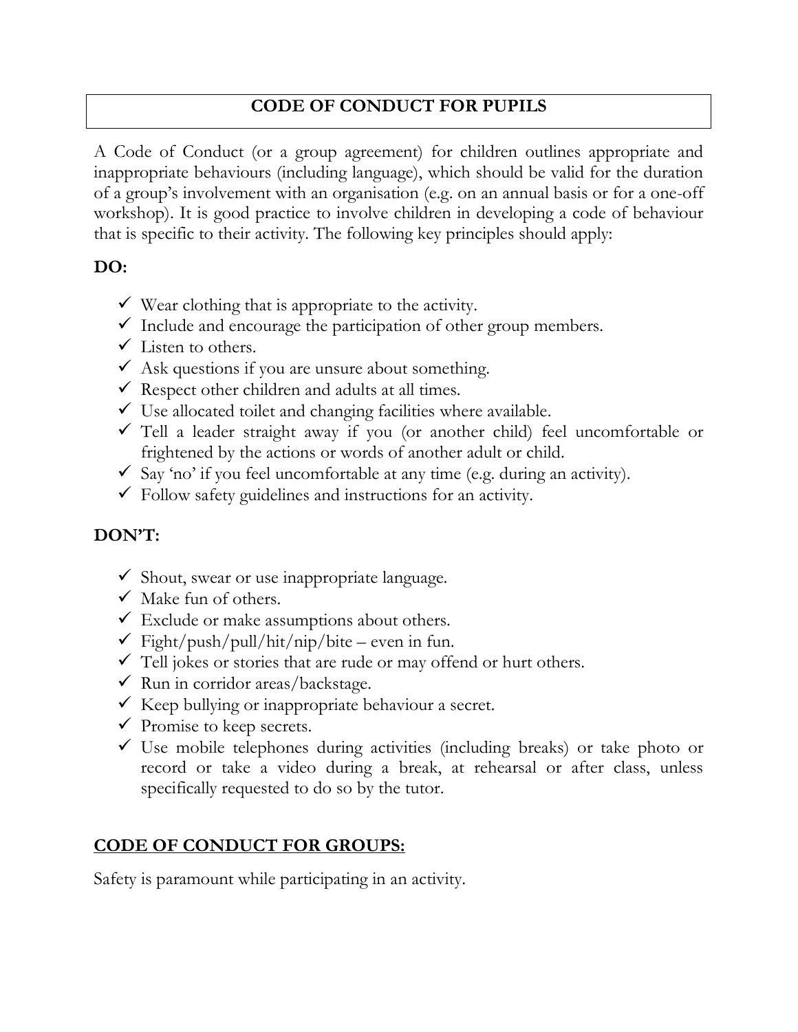# CODE OF CONDUCT FOR PUPILS

A Code of Conduct (or a group agreement) for children outlines appropriate and inappropriate behaviours (including language), which should be valid for the duration of a group's involvement with an organisation (e.g. on an annual basis or for a one-off workshop). It is good practice to involve children in developing a code of behaviour that is specific to their activity. The following key principles should apply:

**DO:**

- ✓ Wear clothing that is appropriate to the activity.
- ✓ Include and encourage the participation of other group members.
- ✓ Listen to others.
- ✓ Ask questions if you are unsure about something.
- ✓ Respect other children and adults at all times.
- ✓ Use allocated toilet and changing facilities where available.
- ✓ Tell a leader straight away if you (or another child) feel uncomfortable or frightened by the actions or words of another adult or child.
- ✓ Say 'no' if you feel uncomfortable at any time (e.g. during an activity).
- ✓ Follow safety guidelines and instructions for an activity.

**DON'T:**

- ✓ Shout, swear or use inappropriate language.
- ✓ Make fun of others.
- ✓ Exclude or make assumptions about others.
- ✓ Fight/push/pull/hit/nip/bite – even in fun.
- ✓ Tell jokes or stories that are rude or may offend or hurt others.
- ✓ Run in corridor areas/backstage.
- ✓ Keep bullying or inappropriate behaviour a secret.
- ✓ Promise to keep secrets.
- ✓ Use mobile telephones during activities (including breaks) or take photo or record or take a video during a break, at rehearsal or after class, unless specifically requested to do so by the tutor.

## CODE OF CONDUCT FOR GROUPS:

Safety is paramount while participating in an activity.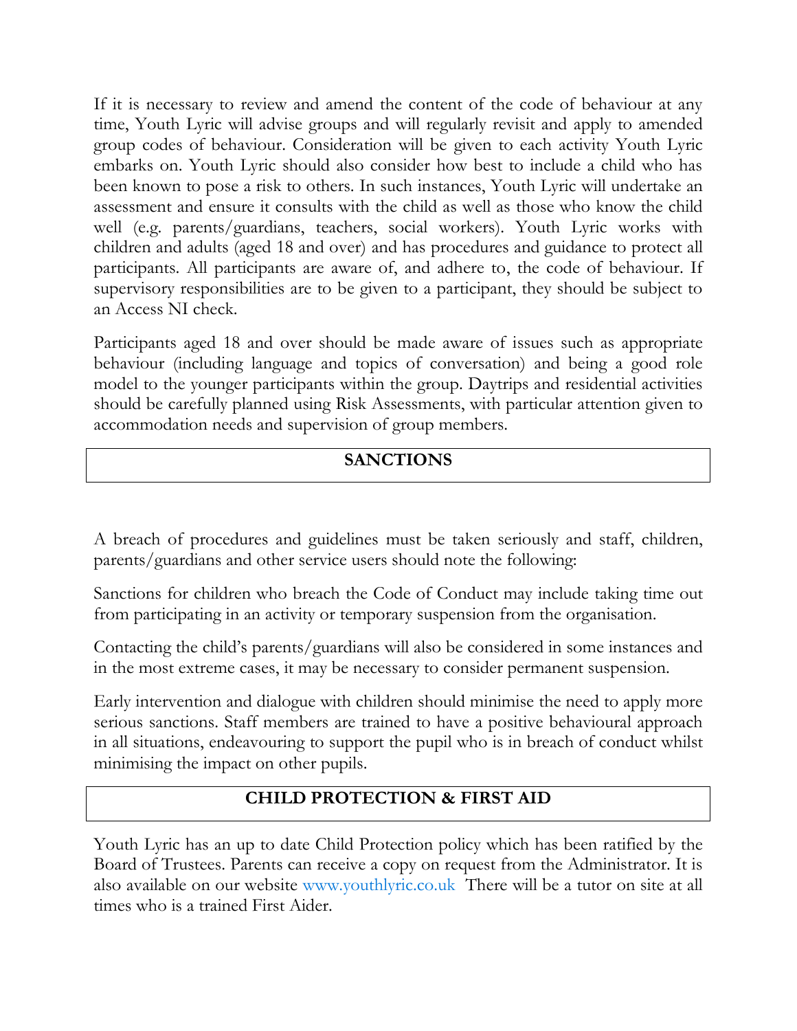If it is necessary to review and amend the content of the code of behaviour at any time, Youth Lyric will advise groups and will regularly revisit and apply to amended group codes of behaviour. Consideration will be given to each activity Youth Lyric embarks on. Youth Lyric should also consider how best to include a child who has been known to pose a risk to others. In such instances, Youth Lyric will undertake an assessment and ensure it consults with the child as well as those who know the child well (e.g. parents/guardians, teachers, social workers). Youth Lyric works with children and adults (aged 18 and over) and has procedures and guidance to protect all participants. All participants are aware of, and adhere to, the code of behaviour. If supervisory responsibilities are to be given to a participant, they should be subject to an Access NI check.

Participants aged 18 and over should be made aware of issues such as appropriate behaviour (including language and topics of conversation) and being a good role model to the younger participants within the group. Daytrips and residential activities should be carefully planned using Risk Assessments, with particular attention given to accommodation needs and supervision of group members.

## SANCTIONS

A breach of procedures and guidelines must be taken seriously and staff, children, parents/guardians and other service users should note the following:

Sanctions for children who breach the Code of Conduct may include taking time out from participating in an activity or temporary suspension from the organisation.

Contacting the child's parents/guardians will also be considered in some instances and in the most extreme cases, it may be necessary to consider permanent suspension.

Early intervention and dialogue with children should minimise the need to apply more serious sanctions. Staff members are trained to have a positive behavioural approach in all situations, endeavouring to support the pupil who is in breach of conduct whilst minimising the impact on other pupils.

## CHILD PROTECTION & FIRST AID

Youth Lyric has an up to date Child Protection policy which has been ratified by the Board of Trustees. Parents can receive a copy on request from the Administrator. It is also available on our website www.youthlyric.co.uk There will be a tutor on site at all times who is a trained First Aider.